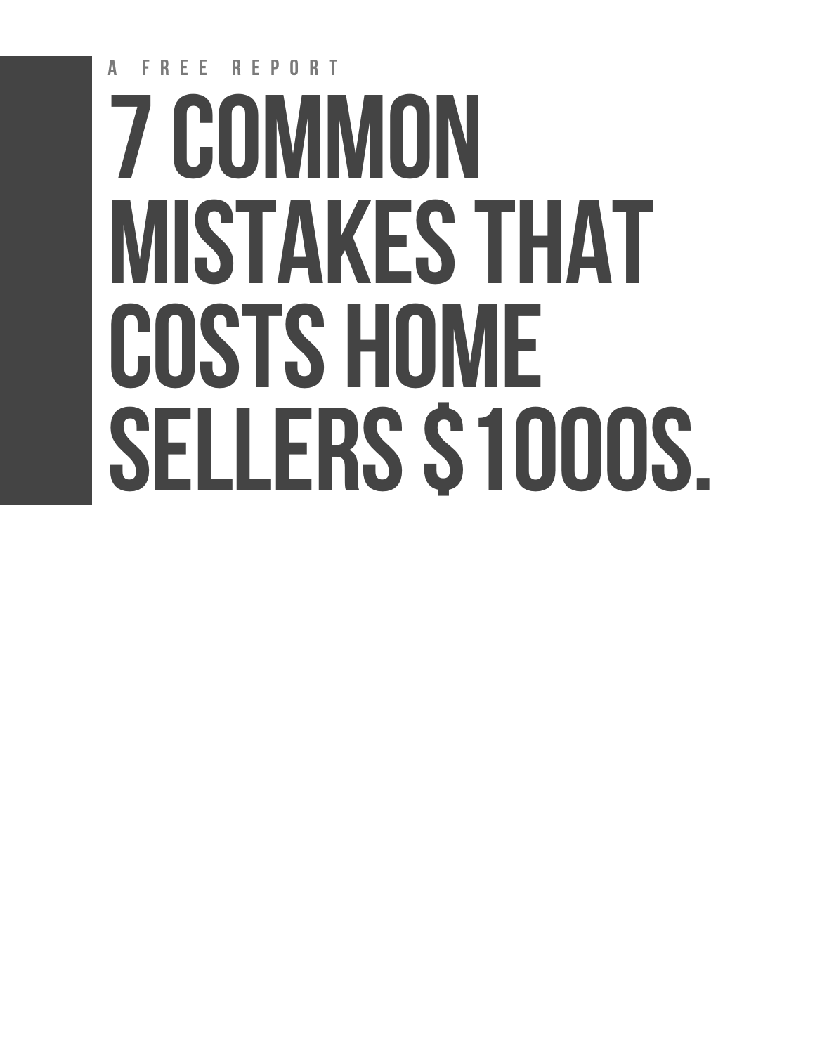A FREE REPORT

# 7 COMMON MISTAKES THAT COSTS HOME SELLERS $1000S.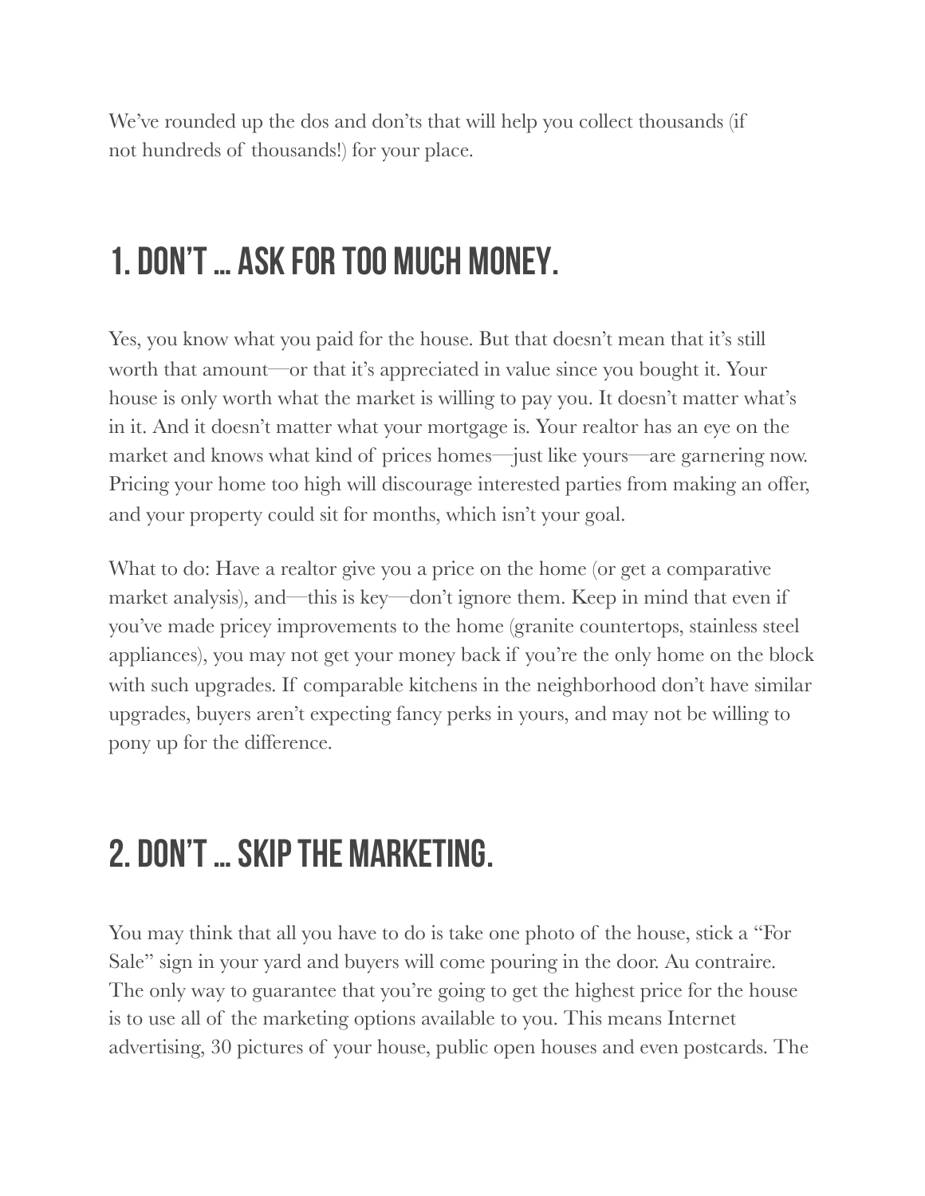We've rounded up the dos and don'ts that will help you collect thousands (if not hundreds of thousands!) for your place.

## 1. Don't … Ask for Too Much Money.

Yes, you know what you paid for the house. But that doesn't mean that it's still worth that amount—or that it's appreciated in value since you bought it. Your house is only worth what the market is willing to pay you. It doesn't matter what's in it. And it doesn't matter what your mortgage is. Your realtor has an eye on the market and knows what kind of prices homes—just like yours—are garnering now. Pricing your home too high will discourage interested parties from making an offer, and your property could sit for months, which isn't your goal.

What to do: Have a realtor give you a price on the home (or get a comparative market analysis), and—this is key—don't ignore them. Keep in mind that even if you've made pricey improvements to the home (granite countertops, stainless steel appliances), you may not get your money back if you're the only home on the block with such upgrades. If comparable kitchens in the neighborhood don't have similar upgrades, buyers aren't expecting fancy perks in yours, and may not be willing to pony up for the difference.

## 2. Don't … Skip the Marketing.

You may think that all you have to do is take one photo of the house, stick a "For Sale" sign in your yard and buyers will come pouring in the door. Au contraire. The only way to guarantee that you're going to get the highest price for the house is to use all of the marketing options available to you. This means Internet advertising, 30 pictures of your house, public open houses and even postcards. The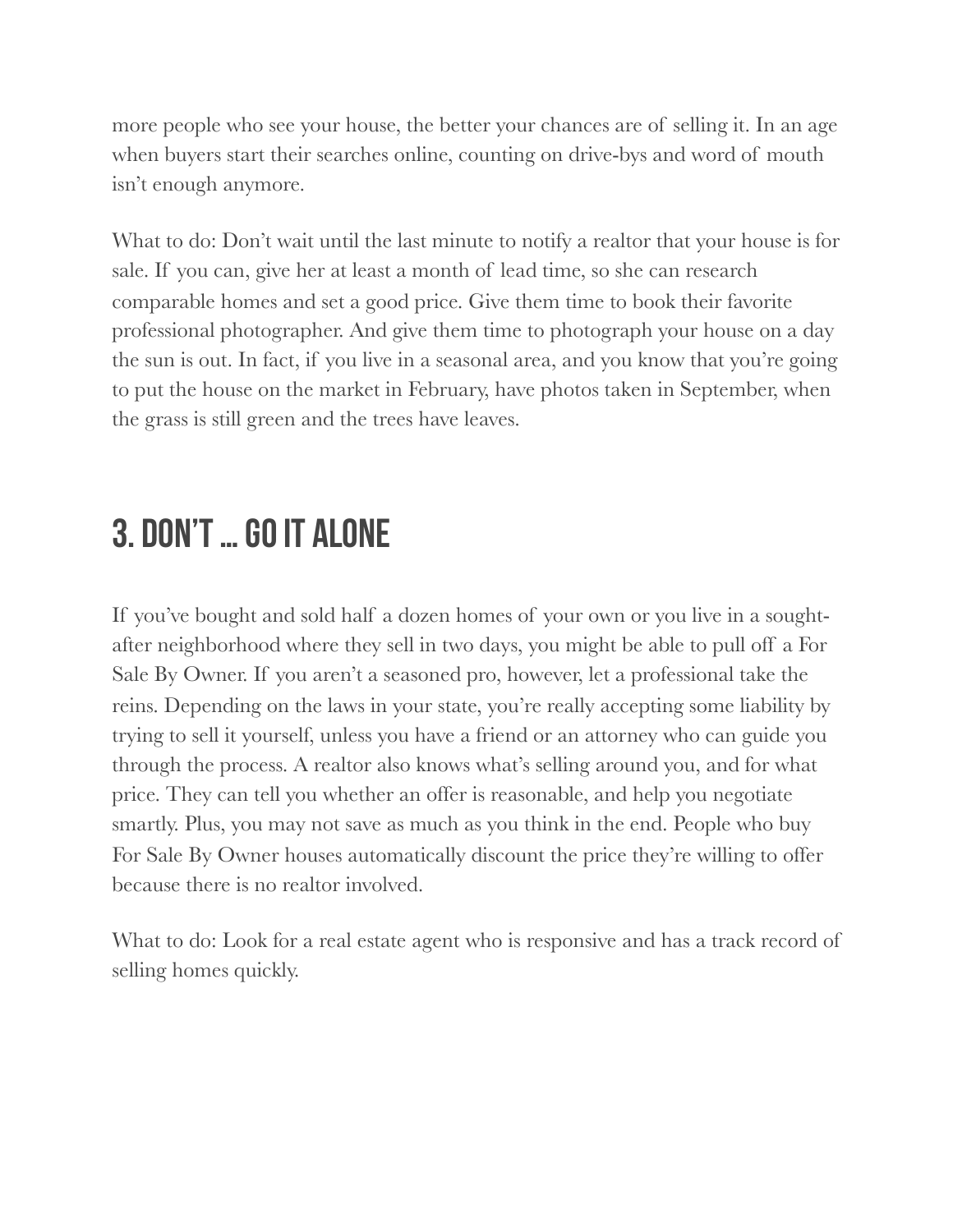more people who see your house, the better your chances are of selling it. In an age when buyers start their searches online, counting on drive-bys and word of mouth isn't enough anymore.

What to do: Don't wait until the last minute to notify a realtor that your house is for sale. If you can, give her at least a month of lead time, so she can research comparable homes and set a good price. Give them time to book their favorite professional photographer. And give them time to photograph your house on a day the sun is out. In fact, if you live in a seasonal area, and you know that you're going to put the house on the market in February, have photos taken in September, when the grass is still green and the trees have leaves.

## 3. DON'T … GO IT ALONE

If you've bought and sold half a dozen homes of your own or you live in a sought-after neighborhood where they sell in two days, you might be able to pull off a For Sale By Owner. If you aren't a seasoned pro, however, let a professional take the reins. Depending on the laws in your state, you're really accepting some liability by trying to sell it yourself, unless you have a friend or an attorney who can guide you through the process. A realtor also knows what's selling around you, and for what price. They can tell you whether an offer is reasonable, and help you negotiate smartly. Plus, you may not save as much as you think in the end. People who buy For Sale By Owner houses automatically discount the price they're willing to offer because there is no realtor involved.

What to do: Look for a real estate agent who is responsive and has a track record of selling homes quickly.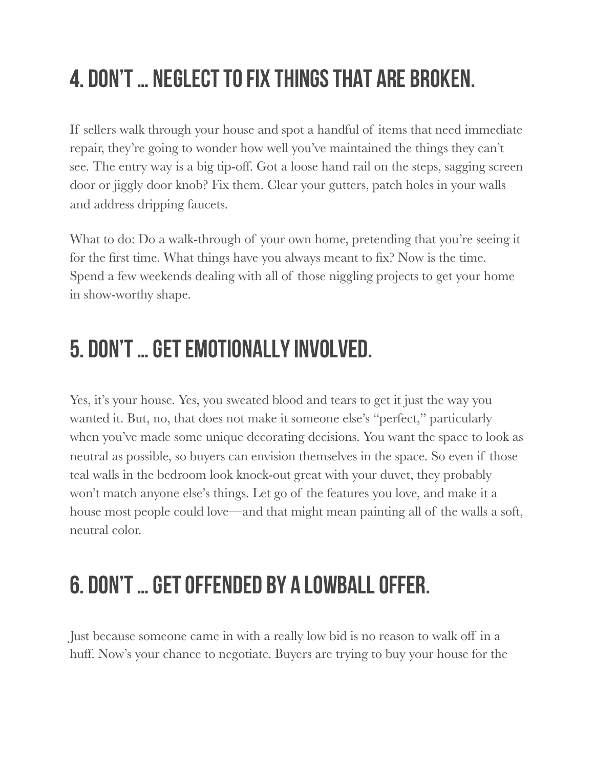## 4. DON'T … NEGLECT TO FIX THINGS THAT ARE BROKEN.

If sellers walk through your house and spot a handful of items that need immediate repair, they're going to wonder how well you've maintained the things they can't see. The entry way is a big tip-off. Got a loose hand rail on the steps, sagging screen door or jiggly door knob? Fix them. Clear your gutters, patch holes in your walls and address dripping faucets.

What to do: Do a walk-through of your own home, pretending that you're seeing it for the first time. What things have you always meant to fix? Now is the time. Spend a few weekends dealing with all of those niggling projects to get your home in show-worthy shape.

## 5. DON'T … GET EMOTIONALLY INVOLVED.

Yes, it's your house. Yes, you sweated blood and tears to get it just the way you wanted it. But, no, that does not make it someone else's "perfect," particularly when you've made some unique decorating decisions. You want the space to look as neutral as possible, so buyers can envision themselves in the space. So even if those teal walls in the bedroom look knock-out great with your duvet, they probably won't match anyone else's things. Let go of the features you love, and make it a house most people could love—and that might mean painting all of the walls a soft, neutral color.

## 6. DON'T … GET OFFENDED BY A LOWBALL OFFER.

Just because someone came in with a really low bid is no reason to walk off in a huff. Now's your chance to negotiate. Buyers are trying to buy your house for the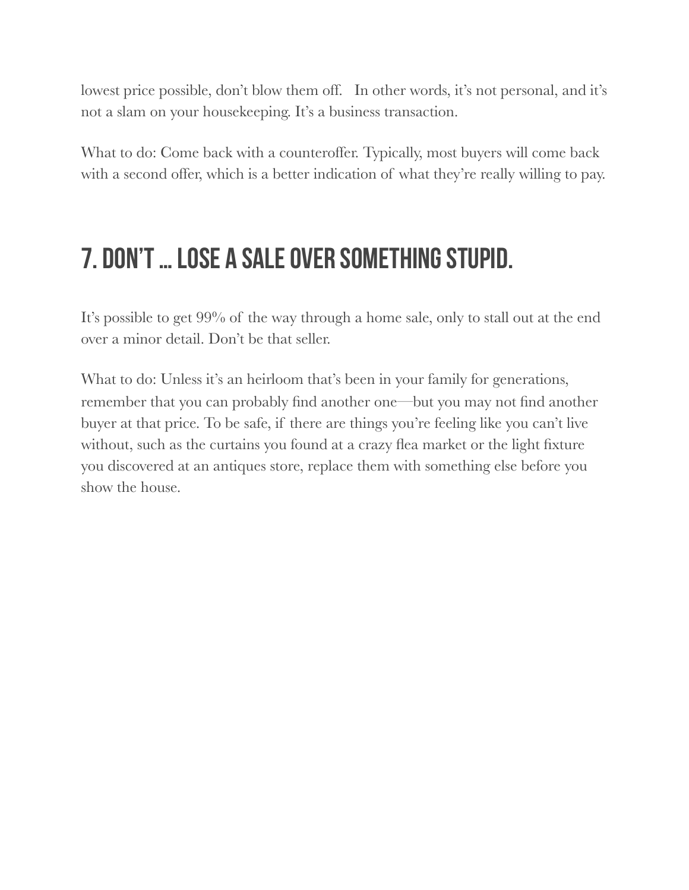lowest price possible, don’t blow them off.   In other words, it’s not personal, and it’s not a slam on your housekeeping. It’s a business transaction.

What to do: Come back with a counteroffer. Typically, most buyers will come back with a second offer, which is a better indication of what they’re really willing to pay.

## 7. DON’T ... LOSE A SALE OVER SOMETHING STUPID.

It’s possible to get 99% of the way through a home sale, only to stall out at the end over a minor detail. Don’t be that seller.

What to do: Unless it’s an heirloom that’s been in your family for generations, remember that you can probably find another one—but you may not find another buyer at that price. To be safe, if there are things you’re feeling like you can’t live without, such as the curtains you found at a crazy flea market or the light fixture you discovered at an antiques store, replace them with something else before you show the house.